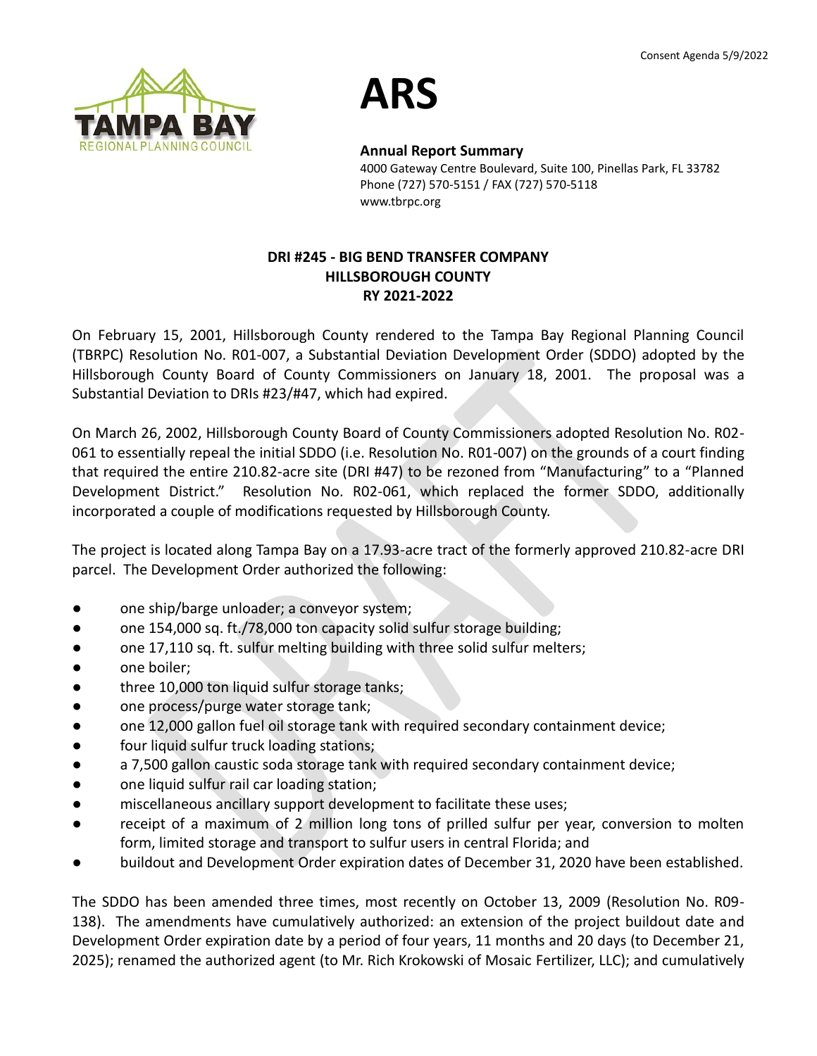Consent Agenda 5/9/2022

# ARS

**Annual Report Summary**
4000 Gateway Centre Boulevard, Suite 100, Pinellas Park, FL 33782
Phone (727) 570-5151 / FAX (727) 570-5118
www.tbrpc.org

**DRI #245 - BIG BEND TRANSFER COMPANY**
**HILLSBOROUGH COUNTY**
**RY 2021-2022**

On February 15, 2001, Hillsborough County rendered to the Tampa Bay Regional Planning Council (TBRPC) Resolution No. R01-007, a Substantial Deviation Development Order (SDDO) adopted by the Hillsborough County Board of County Commissioners on January 18, 2001. The proposal was a Substantial Deviation to DRIs #23/#47, which had expired.

On March 26, 2002, Hillsborough County Board of County Commissioners adopted Resolution No. R02-061 to essentially repeal the initial SDDO (i.e. Resolution No. R01-007) on the grounds of a court finding that required the entire 210.82-acre site (DRI #47) to be rezoned from "Manufacturing" to a "Planned Development District." Resolution No. R02-061, which replaced the former SDDO, additionally incorporated a couple of modifications requested by Hillsborough County.

The project is located along Tampa Bay on a 17.93-acre tract of the formerly approved 210.82-acre DRI parcel. The Development Order authorized the following:

- one ship/barge unloader; a conveyor system;
- one 154,000 sq. ft./78,000 ton capacity solid sulfur storage building;
- one 17,110 sq. ft. sulfur melting building with three solid sulfur melters;
- one boiler;
- three 10,000 ton liquid sulfur storage tanks;
- one process/purge water storage tank;
- one 12,000 gallon fuel oil storage tank with required secondary containment device;
- four liquid sulfur truck loading stations;
- a 7,500 gallon caustic soda storage tank with required secondary containment device;
- one liquid sulfur rail car loading station;
- miscellaneous ancillary support development to facilitate these uses;
- receipt of a maximum of 2 million long tons of prilled sulfur per year, conversion to molten form, limited storage and transport to sulfur users in central Florida; and
- buildout and Development Order expiration dates of December 31, 2020 have been established.

The SDDO has been amended three times, most recently on October 13, 2009 (Resolution No. R09-138). The amendments have cumulatively authorized: an extension of the project buildout date and Development Order expiration date by a period of four years, 11 months and 20 days (to December 21, 2025); renamed the authorized agent (to Mr. Rich Krokowski of Mosaic Fertilizer, LLC); and cumulatively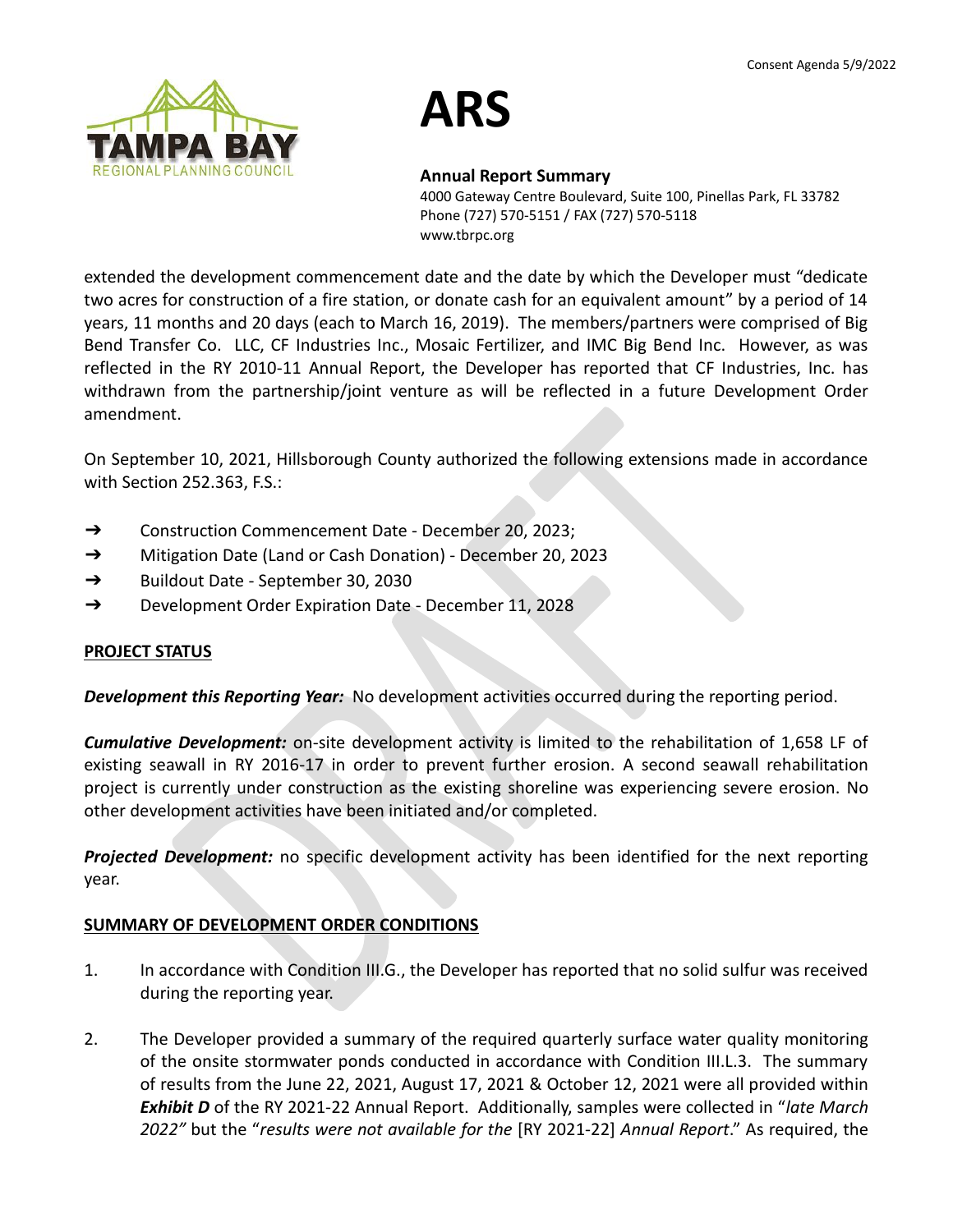extended the development commencement date and the date by which the Developer must "dedicate two acres for construction of a fire station, or donate cash for an equivalent amount" by a period of 14 years, 11 months and 20 days (each to March 16, 2019). The members/partners were comprised of Big Bend Transfer Co. LLC, CF Industries Inc., Mosaic Fertilizer, and IMC Big Bend Inc. However, as was reflected in the RY 2010-11 Annual Report, the Developer has reported that CF Industries, Inc. has withdrawn from the partnership/joint venture as will be reflected in a future Development Order amendment.

On September 10, 2021, Hillsborough County authorized the following extensions made in accordance with Section 252.363, F.S.:

➔ Construction Commencement Date - December 20, 2023;

➔ Mitigation Date (Land or Cash Donation) - December 20, 2023

➔ Buildout Date - September 30, 2030

➔ Development Order Expiration Date - December 11, 2028

## PROJECT STATUS

***Development this Reporting Year:*** No development activities occurred during the reporting period.

***Cumulative Development:*** on-site development activity is limited to the rehabilitation of 1,658 LF of existing seawall in RY 2016-17 in order to prevent further erosion. A second seawall rehabilitation project is currently under construction as the existing shoreline was experiencing severe erosion. No other development activities have been initiated and/or completed.

***Projected Development:*** no specific development activity has been identified for the next reporting year.

## SUMMARY OF DEVELOPMENT ORDER CONDITIONS

1. In accordance with Condition III.G., the Developer has reported that no solid sulfur was received during the reporting year.

2. The Developer provided a summary of the required quarterly surface water quality monitoring of the onsite stormwater ponds conducted in accordance with Condition III.L.3. The summary of results from the June 22, 2021, August 17, 2021 & October 12, 2021 were all provided within ***Exhibit D*** of the RY 2021-22 Annual Report. Additionally, samples were collected in "*late March 2022"* but the "*results were not available for the* [RY 2021-22] *Annual Report*." As required, the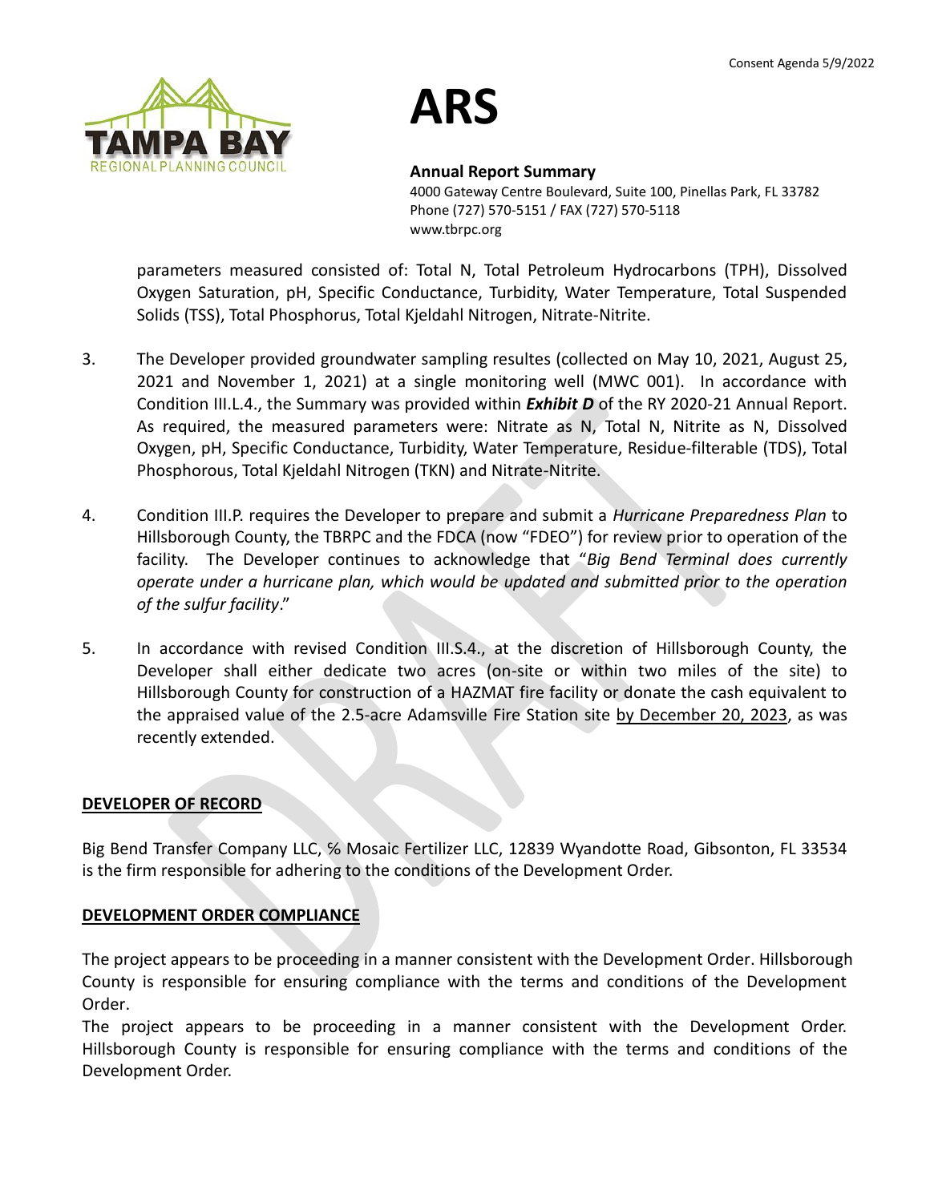parameters measured consisted of: Total N, Total Petroleum Hydrocarbons (TPH), Dissolved Oxygen Saturation, pH, Specific Conductance, Turbidity, Water Temperature, Total Suspended Solids (TSS), Total Phosphorus, Total Kjeldahl Nitrogen, Nitrate-Nitrite.

3. The Developer provided groundwater sampling resultes (collected on May 10, 2021, August 25, 2021 and November 1, 2021) at a single monitoring well (MWC 001). In accordance with Condition III.L.4., the Summary was provided within ***Exhibit D*** of the RY 2020-21 Annual Report. As required, the measured parameters were: Nitrate as N, Total N, Nitrite as N, Dissolved Oxygen, pH, Specific Conductance, Turbidity, Water Temperature, Residue-filterable (TDS), Total Phosphorous, Total Kjeldahl Nitrogen (TKN) and Nitrate-Nitrite.

4. Condition III.P. requires the Developer to prepare and submit a *Hurricane Preparedness Plan* to Hillsborough County, the TBRPC and the FDCA (now "FDEO") for review prior to operation of the facility. The Developer continues to acknowledge that "*Big Bend Terminal does currently operate under a hurricane plan, which would be updated and submitted prior to the operation of the sulfur facility*."

5. In accordance with revised Condition III.S.4., at the discretion of Hillsborough County, the Developer shall either dedicate two acres (on-site or within two miles of the site) to Hillsborough County for construction of a HAZMAT fire facility or donate the cash equivalent to the appraised value of the 2.5-acre Adamsville Fire Station site by December 20, 2023, as was recently extended.

## DEVELOPER OF RECORD

Big Bend Transfer Company LLC, ℅ Mosaic Fertilizer LLC, 12839 Wyandotte Road, Gibsonton, FL 33534 is the firm responsible for adhering to the conditions of the Development Order.

## DEVELOPMENT ORDER COMPLIANCE

The project appears to be proceeding in a manner consistent with the Development Order. Hillsborough County is responsible for ensuring compliance with the terms and conditions of the Development Order.

The project appears to be proceeding in a manner consistent with the Development Order. Hillsborough County is responsible for ensuring compliance with the terms and conditions of the Development Order.